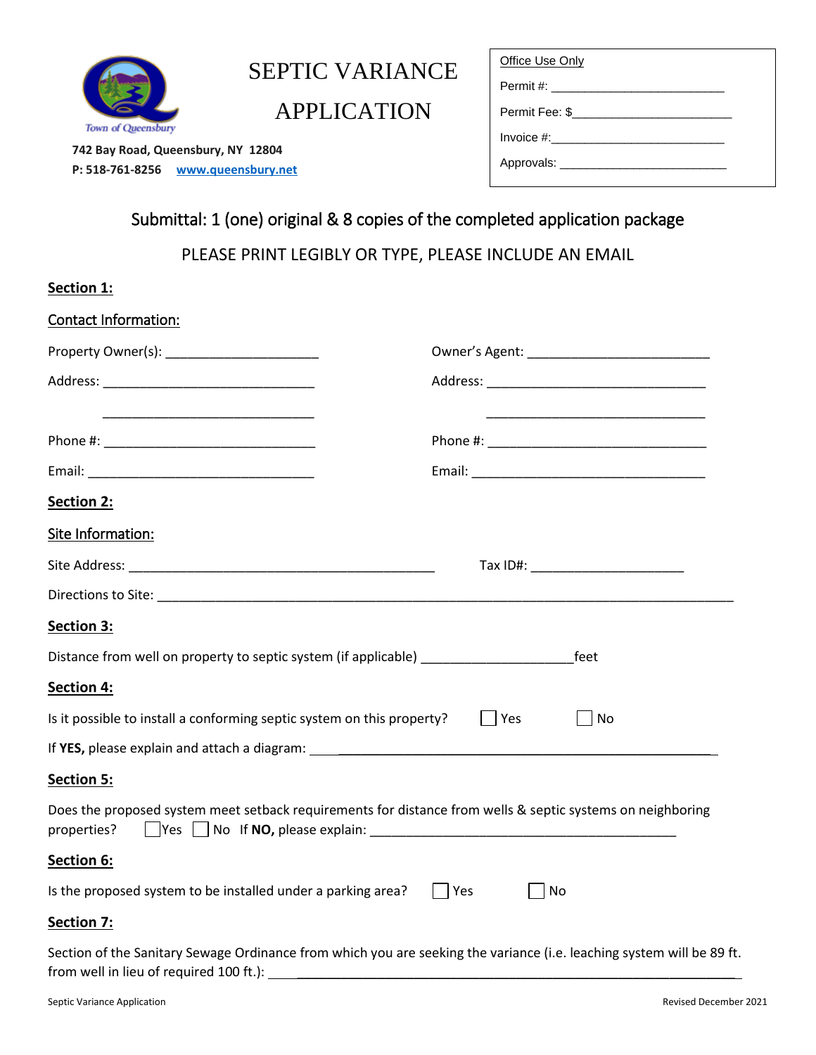Town of Queensbury

742 Bay Road, Queensbury, NY 12804
P: 518-761-8256 www.queensbury.net

# SEPTIC VARIANCE APPLICATION

| Office Use Only |
|---|
| Permit #: ________________________ |
| Permit Fee: $______________________ |
| Invoice #:________________________ |
| Approvals: _______________________ |

Submittal: 1 (one) original & 8 copies of the completed application package

PLEASE PRINT LEGIBLY OR TYPE, PLEASE INCLUDE AN EMAIL

## Section 1:

**Contact Information:**

Property Owner(s): ______________________

Address: ______________________________

______________________________

Phone #: ______________________________

Email: ________________________________

Owner's Agent: _________________________

Address: ______________________________

______________________________

Phone #: ______________________________

Email: ________________________________

## Section 2:

**Site Information:**

Site Address: ____________________________________________ Tax ID#: ______________________

Directions to Site: ______________________________________________________________________

## Section 3:

Distance from well on property to septic system (if applicable) ____________________feet

## Section 4:

Is it possible to install a conforming septic system on this property? ☐ Yes ☐ No

If **YES,** please explain and attach a diagram: ______________________________________________

## Section 5:

Does the proposed system meet setback requirements for distance from wells & septic systems on neighboring properties? ☐ Yes ☐ No If **NO,** please explain: ___________________________________________

## Section 6:

Is the proposed system to be installed under a parking area? ☐ Yes ☐ No

## Section 7:

Section of the Sanitary Sewage Ordinance from which you are seeking the variance (i.e. leaching system will be 89 ft. from well in lieu of required 100 ft.): ______________________________________________________________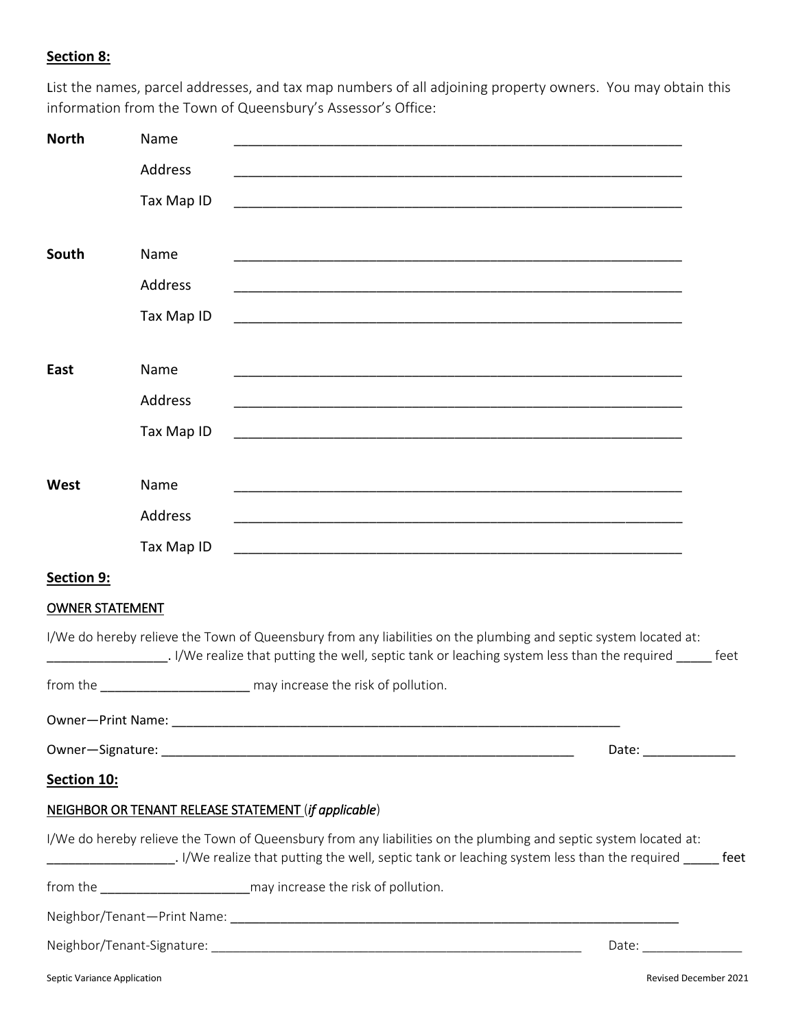**Section 8:**

List the names, parcel addresses, and tax map numbers of all adjoining property owners. You may obtain this information from the Town of Queensbury's Assessor's Office:

| | | |
|---|---|---|
| **North** | Name | ____________________________________________________________ |
| | Address | ____________________________________________________________ |
| | Tax Map ID | ____________________________________________________________ |
| **South** | Name | ____________________________________________________________ |
| | Address | ____________________________________________________________ |
| | Tax Map ID | ____________________________________________________________ |
| **East** | Name | ____________________________________________________________ |
| | Address | ____________________________________________________________ |
| | Tax Map ID | ____________________________________________________________ |
| **West** | Name | ____________________________________________________________ |
| | Address | ____________________________________________________________ |
| | Tax Map ID | ____________________________________________________________ |

**Section 9:**

OWNER STATEMENT

I/We do hereby relieve the Town of Queensbury from any liabilities on the plumbing and septic system located at: ________________. I/We realize that putting the well, septic tank or leaching system less than the required _____ feet from the ____________________ may increase the risk of pollution.

Owner—Print Name: ______________________________________________________________

Owner—Signature: ________________________________________________________ Date: ____________

**Section 10:**

NEIGHBOR OR TENANT RELEASE STATEMENT (*if applicable*)

I/We do hereby relieve the Town of Queensbury from any liabilities on the plumbing and septic system located at: __________________. I/We realize that putting the well, septic tank or leaching system less than the required _____ feet from the ____________________may increase the risk of pollution.

Neighbor/Tenant—Print Name: ______________________________________________________________

Neighbor/Tenant-Signature: ________________________________________________ Date: ______________

Septic Variance Application Revised December 2021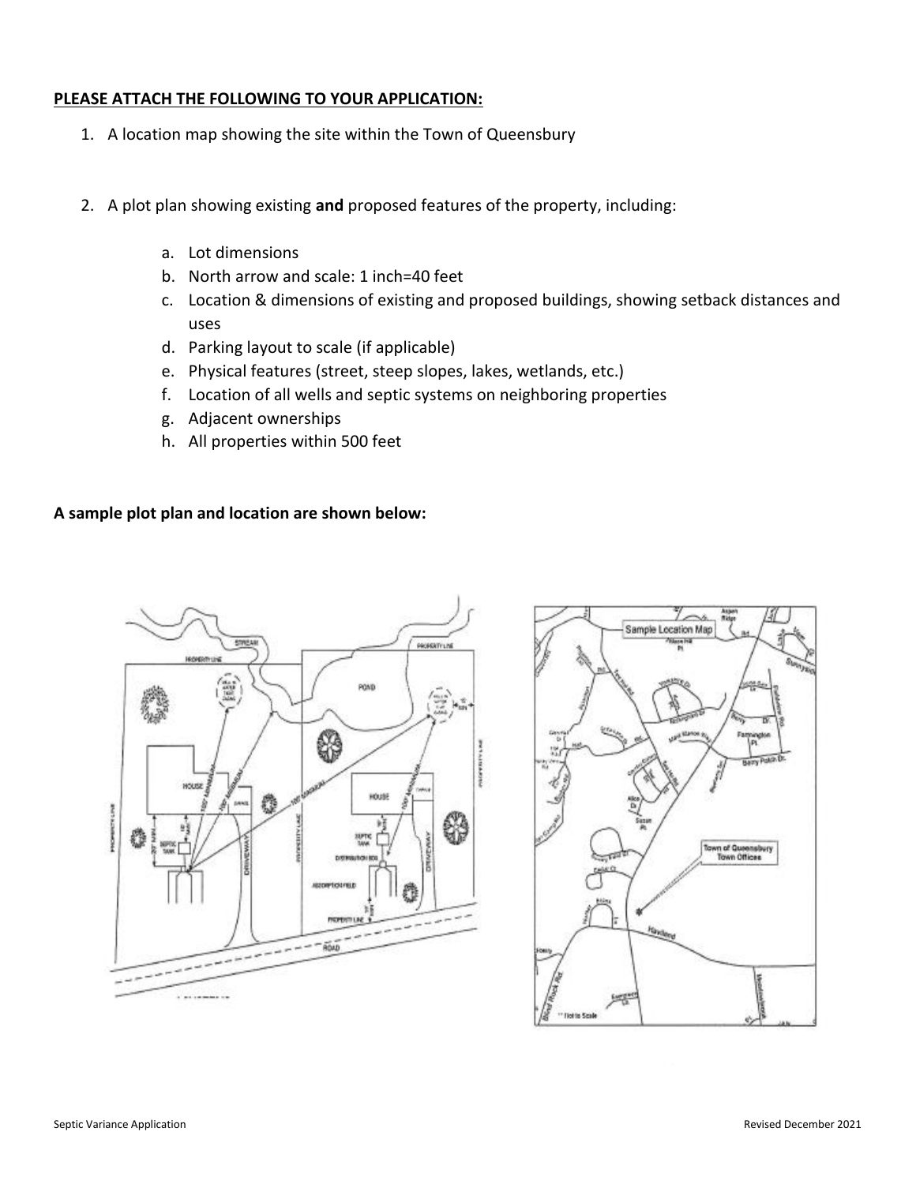**PLEASE ATTACH THE FOLLOWING TO YOUR APPLICATION:**

1. A location map showing the site within the Town of Queensbury

2. A plot plan showing existing **and** proposed features of the property, including:

   a. Lot dimensions
   b. North arrow and scale: 1 inch=40 feet
   c. Location & dimensions of existing and proposed buildings, showing setback distances and uses
   d. Parking layout to scale (if applicable)
   e. Physical features (street, steep slopes, lakes, wetlands, etc.)
   f. Location of all wells and septic systems on neighboring properties
   g. Adjacent ownerships
   h. All properties within 500 feet

**A sample plot plan and location are shown below:**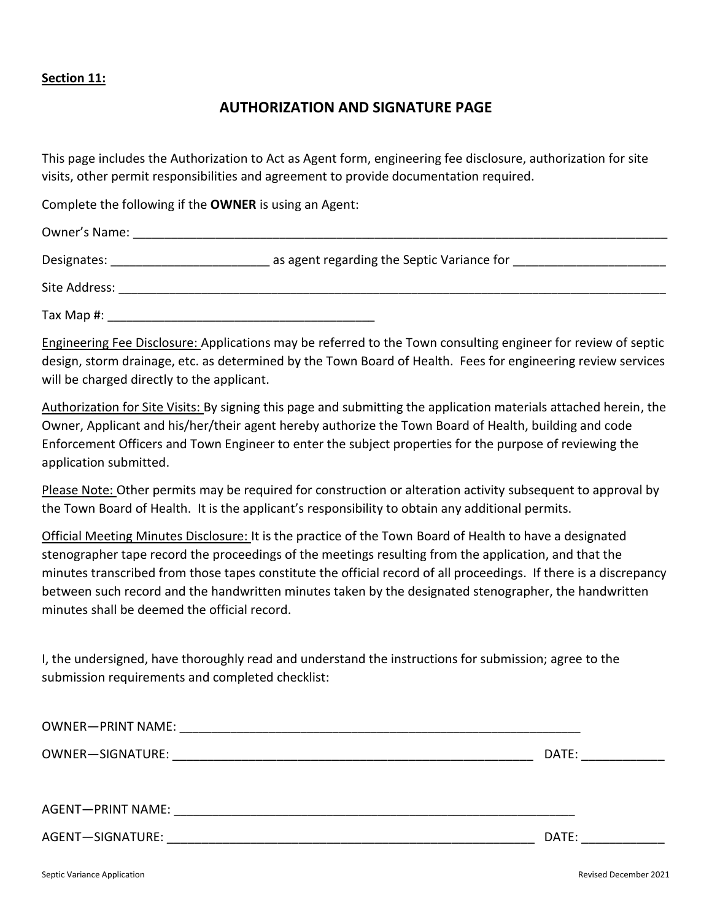**Section 11:**

## AUTHORIZATION AND SIGNATURE PAGE

This page includes the Authorization to Act as Agent form, engineering fee disclosure, authorization for site visits, other permit responsibilities and agreement to provide documentation required.

Complete the following if the **OWNER** is using an Agent:

Owner's Name: ______________________________________________________________________________

Designates: _______________________ as agent regarding the Septic Variance for ______________________

Site Address: _______________________________________________________________________________

Tax Map #: ________________________________________

Engineering Fee Disclosure: Applications may be referred to the Town consulting engineer for review of septic design, storm drainage, etc. as determined by the Town Board of Health. Fees for engineering review services will be charged directly to the applicant.

Authorization for Site Visits: By signing this page and submitting the application materials attached herein, the Owner, Applicant and his/her/their agent hereby authorize the Town Board of Health, building and code Enforcement Officers and Town Engineer to enter the subject properties for the purpose of reviewing the application submitted.

Please Note: Other permits may be required for construction or alteration activity subsequent to approval by the Town Board of Health. It is the applicant's responsibility to obtain any additional permits.

Official Meeting Minutes Disclosure: It is the practice of the Town Board of Health to have a designated stenographer tape record the proceedings of the meetings resulting from the application, and that the minutes transcribed from those tapes constitute the official record of all proceedings. If there is a discrepancy between such record and the handwritten minutes taken by the designated stenographer, the handwritten minutes shall be deemed the official record.

I, the undersigned, have thoroughly read and understand the instructions for submission; agree to the submission requirements and completed checklist:

OWNER—PRINT NAME: ___________________________________________________________

OWNER—SIGNATURE: _______________________________________________________ DATE: ____________

AGENT—PRINT NAME: ___________________________________________________________

AGENT—SIGNATURE: _______________________________________________________ DATE: ____________